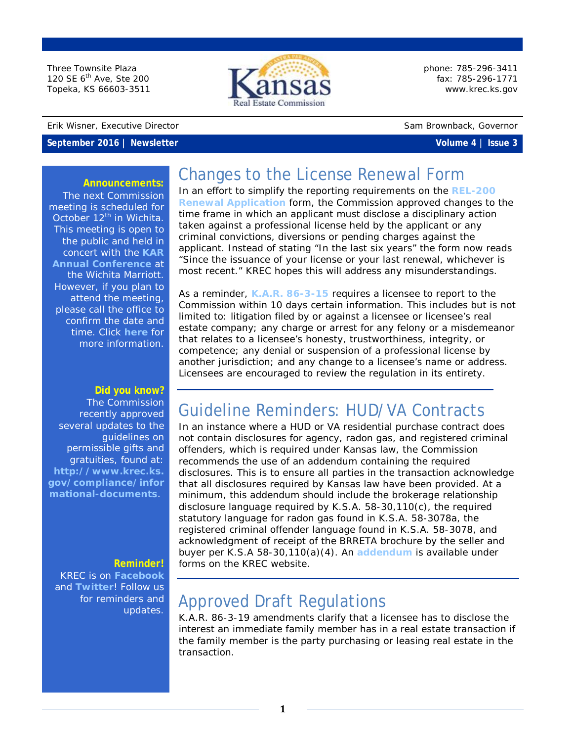Three Townsite Plaza
120 SE 6th Ave, Ste 200
Topeka, KS 66603-3511

**Kansas Real Estate Commission**

phone: 785-296-3411
fax: 785-296-1771
www.krec.ks.gov

Erik Wisner, Executive Director

Sam Brownback, Governor

**September 2016 | Newsletter**

**Volume 4 | Issue 3**

**Announcements:**
The next Commission meeting is scheduled for October 12th in Wichita. This meeting is open to the public and held in concert with the **KAR Annual Conference** at the Wichita Marriott. However, if you plan to attend the meeting, please call the office to confirm the date and time. Click **here** for more information.

**Did you know?**
The Commission recently approved several updates to the guidelines on permissible gifts and gratuities, found at: **http://www.krec.ks.gov/compliance/informational-documents**.

**Reminder!**
KREC is on **Facebook** and **Twitter**! Follow us for reminders and updates.

# Changes to the License Renewal Form

In an effort to simplify the reporting requirements on the **REL-200 Renewal Application** form, the Commission approved changes to the time frame in which an applicant must disclose a disciplinary action taken against a professional license held by the applicant or any criminal convictions, diversions or pending charges against the applicant. Instead of stating "In the last six years" the form now reads "Since the issuance of your license or your last renewal, whichever is most recent." KREC hopes this will address any misunderstandings.

As a reminder, **K.A.R. 86-3-15** requires a licensee to report to the Commission within 10 days certain information. This includes but is not limited to: litigation filed by or against a licensee or licensee's real estate company; any charge or arrest for any felony or a misdemeanor that relates to a licensee's honesty, trustworthiness, integrity, or competence; any denial or suspension of a professional license by another jurisdiction; and any change to a licensee's name or address. Licensees are encouraged to review the regulation in its entirety.

# Guideline Reminders: HUD/VA Contracts

In an instance where a HUD or VA residential purchase contract does not contain disclosures for agency, radon gas, and registered criminal offenders, which is required under Kansas law, the Commission recommends the use of an addendum containing the required disclosures. This is to ensure all parties in the transaction acknowledge that all disclosures required by Kansas law have been provided. At a minimum, this addendum should include the brokerage relationship disclosure language required by K.S.A. 58-30,110(c), the required statutory language for radon gas found in K.S.A. 58-3078a, the registered criminal offender language found in K.S.A. 58-3078, and acknowledgment of receipt of the BRRETA brochure by the seller and buyer per K.S.A 58-30,110(a)(4). An **addendum** is available under forms on the KREC website.

# Approved Draft Regulations

K.A.R. 86-3-19 amendments clarify that a licensee has to disclose the interest an immediate family member has in a real estate transaction if the family member is the party purchasing or leasing real estate in the transaction.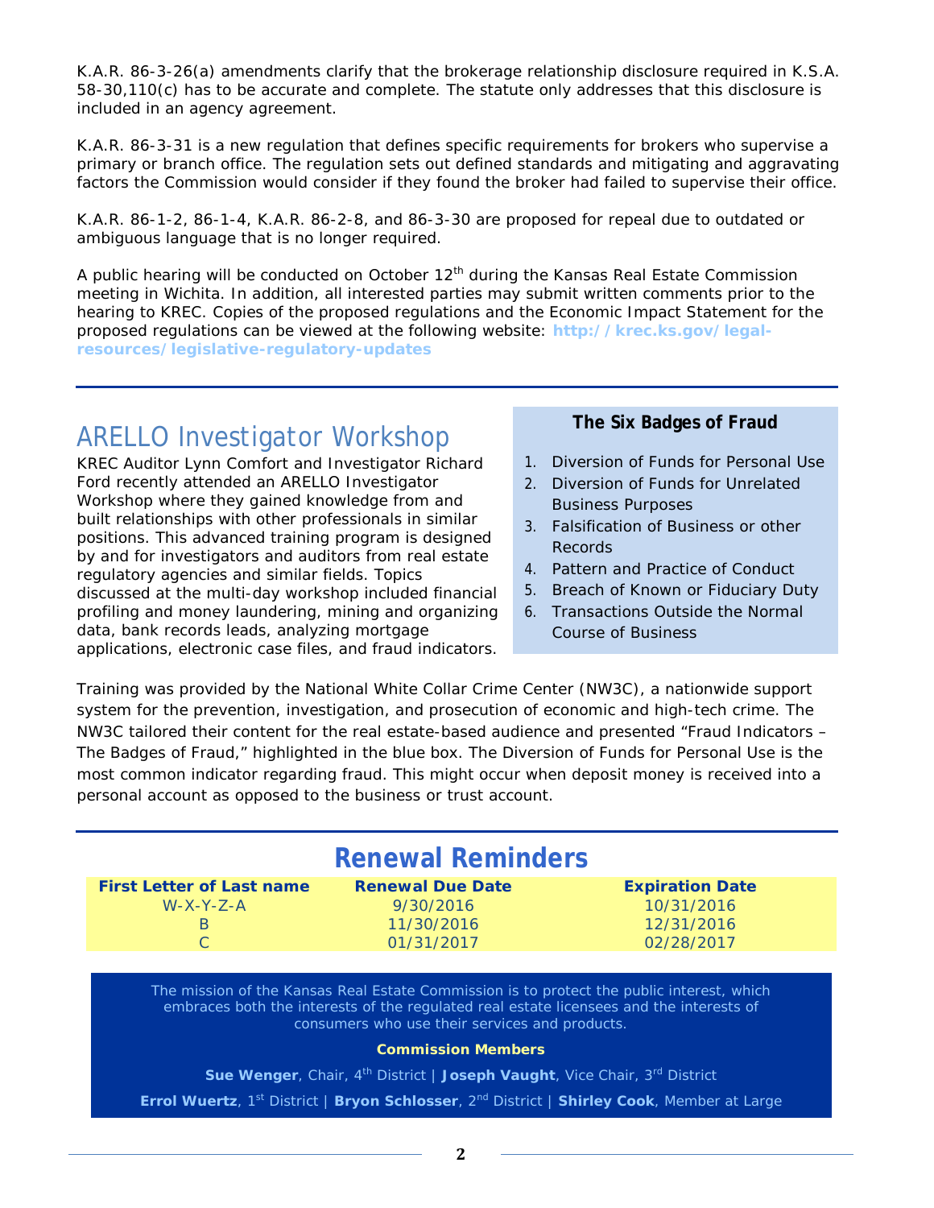K.A.R. 86-3-26(a) amendments clarify that the brokerage relationship disclosure required in K.S.A. 58-30,110(c) has to be accurate and complete. The statute only addresses that this disclosure is included in an agency agreement.

K.A.R. 86-3-31 is a new regulation that defines specific requirements for brokers who supervise a primary or branch office. The regulation sets out defined standards and mitigating and aggravating factors the Commission would consider if they found the broker had failed to supervise their office.

K.A.R. 86-1-2, 86-1-4, K.A.R. 86-2-8, and 86-3-30 are proposed for repeal due to outdated or ambiguous language that is no longer required.

A public hearing will be conducted on October 12th during the Kansas Real Estate Commission meeting in Wichita. In addition, all interested parties may submit written comments prior to the hearing to KREC. Copies of the proposed regulations and the Economic Impact Statement for the proposed regulations can be viewed at the following website: **http://krec.ks.gov/legal-resources/legislative-regulatory-updates**

## ARELLO Investigator Workshop

KREC Auditor Lynn Comfort and Investigator Richard Ford recently attended an ARELLO Investigator Workshop where they gained knowledge from and built relationships with other professionals in similar positions. This advanced training program is designed by and for investigators and auditors from real estate regulatory agencies and similar fields. Topics discussed at the multi-day workshop included financial profiling and money laundering, mining and organizing data, bank records leads, analyzing mortgage applications, electronic case files, and fraud indicators.

**The Six Badges of Fraud**

1. Diversion of Funds for Personal Use
2. Diversion of Funds for Unrelated Business Purposes
3. Falsification of Business or other Records
4. Pattern and Practice of Conduct
5. Breach of Known or Fiduciary Duty
6. Transactions Outside the Normal Course of Business

Training was provided by the National White Collar Crime Center (NW3C), a nationwide support system for the prevention, investigation, and prosecution of economic and high-tech crime. The NW3C tailored their content for the real estate-based audience and presented “Fraud Indicators – The Badges of Fraud,” highlighted in the blue box. The Diversion of Funds for Personal Use is the most common indicator regarding fraud. This might occur when deposit money is received into a personal account as opposed to the business or trust account.

## Renewal Reminders

| First Letter of Last name | Renewal Due Date | Expiration Date |
|---|---|---|
| W-X-Y-Z-A | 9/30/2016 | 10/31/2016 |
| B | 11/30/2016 | 12/31/2016 |
| C | 01/31/2017 | 02/28/2017 |

The mission of the Kansas Real Estate Commission is to protect the public interest, which embraces both the interests of the regulated real estate licensees and the interests of consumers who use their services and products.

**Commission Members**

**Sue Wenger**, Chair, 4th District | **Joseph Vaught**, Vice Chair, 3rd District

**Errol Wuertz**, 1st District | **Bryon Schlosser**, 2nd District | **Shirley Cook**, Member at Large